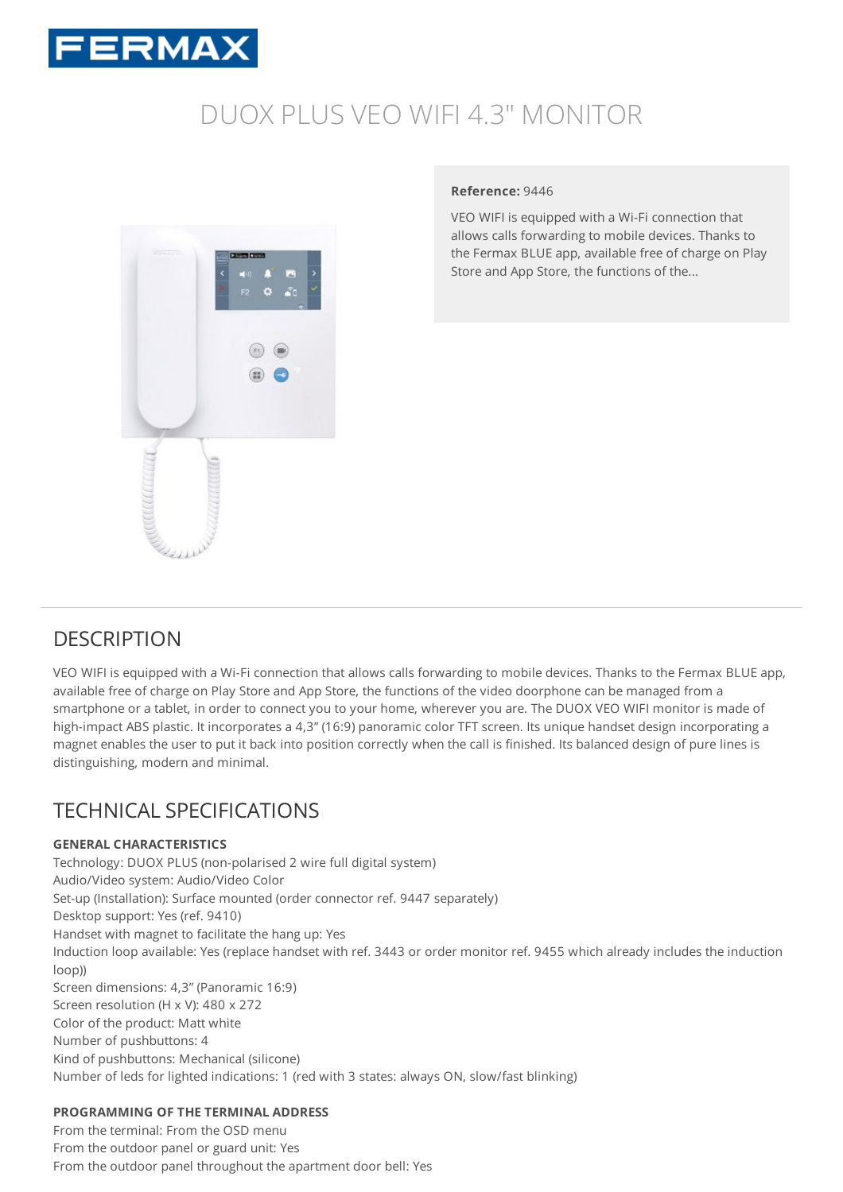FERMAX

# DUOX PLUS VEO WIFI 4.3" MONITOR

**Reference:** 9446

VEO WIFI is equipped with a Wi-Fi connection that allows calls forwarding to mobile devices. Thanks to the Fermax BLUE app, available free of charge on Play Store and App Store, the functions of the...

## DESCRIPTION

VEO WIFI is equipped with a Wi-Fi connection that allows calls forwarding to mobile devices. Thanks to the Fermax BLUE app, available free of charge on Play Store and App Store, the functions of the video doorphone can be managed from a smartphone or a tablet, in order to connect you to your home, wherever you are. The DUOX VEO WIFI monitor is made of high-impact ABS plastic. It incorporates a 4,3" (16:9) panoramic color TFT screen. Its unique handset design incorporating a magnet enables the user to put it back into position correctly when the call is finished. Its balanced design of pure lines is distinguishing, modern and minimal.

## TECHNICAL SPECIFICATIONS

**GENERAL CHARACTERISTICS**

Technology: DUOX PLUS (non-polarised 2 wire full digital system)
Audio/Video system: Audio/Video Color
Set-up (Installation): Surface mounted (order connector ref. 9447 separately)
Desktop support: Yes (ref. 9410)
Handset with magnet to facilitate the hang up: Yes
Induction loop available: Yes (replace handset with ref. 3443 or order monitor ref. 9455 which already includes the induction loop))
Screen dimensions: 4,3" (Panoramic 16:9)
Screen resolution (H x V): 480 x 272
Color of the product: Matt white
Number of pushbuttons: 4
Kind of pushbuttons: Mechanical (silicone)
Number of leds for lighted indications: 1 (red with 3 states: always ON, slow/fast blinking)

**PROGRAMMING OF THE TERMINAL ADDRESS**

From the terminal: From the OSD menu
From the outdoor panel or guard unit: Yes
From the outdoor panel throughout the apartment door bell: Yes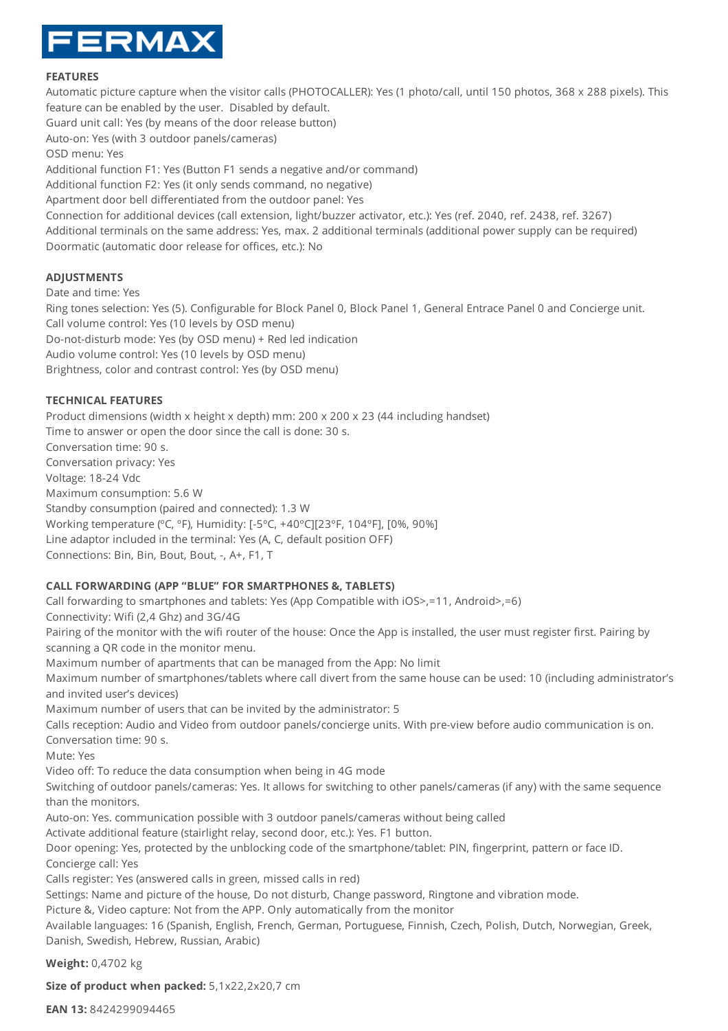FERMAX

**FEATURES**

Automatic picture capture when the visitor calls (PHOTOCALLER): Yes (1 photo/call, until 150 photos, 368 x 288 pixels). This feature can be enabled by the user. Disabled by default.
Guard unit call: Yes (by means of the door release button)
Auto-on: Yes (with 3 outdoor panels/cameras)
OSD menu: Yes
Additional function F1: Yes (Button F1 sends a negative and/or command)
Additional function F2: Yes (it only sends command, no negative)
Apartment door bell differentiated from the outdoor panel: Yes
Connection for additional devices (call extension, light/buzzer activator, etc.): Yes (ref. 2040, ref. 2438, ref. 3267)
Additional terminals on the same address: Yes, max. 2 additional terminals (additional power supply can be required)
Doormatic (automatic door release for offices, etc.): No

**ADJUSTMENTS**

Date and time: Yes
Ring tones selection: Yes (5). Configurable for Block Panel 0, Block Panel 1, General Entrace Panel 0 and Concierge unit.
Call volume control: Yes (10 levels by OSD menu)
Do-not-disturb mode: Yes (by OSD menu) + Red led indication
Audio volume control: Yes (10 levels by OSD menu)
Brightness, color and contrast control: Yes (by OSD menu)

**TECHNICAL FEATURES**

Product dimensions (width x height x depth) mm: 200 x 200 x 23 (44 including handset)
Time to answer or open the door since the call is done: 30 s.
Conversation time: 90 s.
Conversation privacy: Yes
Voltage: 18-24 Vdc
Maximum consumption: 5.6 W
Standby consumption (paired and connected): 1.3 W
Working temperature (ºC, ºF), Humidity: [-5ºC, +40ºC][23ºF, 104ºF], [0%, 90%]
Line adaptor included in the terminal: Yes (A, C, default position OFF)
Connections: Bin, Bin, Bout, Bout, -, A+, F1, T

**CALL FORWARDING (APP "BLUE" FOR SMARTPHONES &, TABLETS)**

Call forwarding to smartphones and tablets: Yes (App Compatible with iOS>,=11, Android>,=6)
Connectivity: Wifi (2,4 Ghz) and 3G/4G
Pairing of the monitor with the wifi router of the house: Once the App is installed, the user must register first. Pairing by scanning a QR code in the monitor menu.
Maximum number of apartments that can be managed from the App: No limit
Maximum number of smartphones/tablets where call divert from the same house can be used: 10 (including administrator's and invited user's devices)
Maximum number of users that can be invited by the administrator: 5
Calls reception: Audio and Video from outdoor panels/concierge units. With pre-view before audio communication is on.
Conversation time: 90 s.
Mute: Yes
Video off: To reduce the data consumption when being in 4G mode
Switching of outdoor panels/cameras: Yes. It allows for switching to other panels/cameras (if any) with the same sequence than the monitors.
Auto-on: Yes. communication possible with 3 outdoor panels/cameras without being called
Activate additional feature (stairlight relay, second door, etc.): Yes. F1 button.
Door opening: Yes, protected by the unblocking code of the smartphone/tablet: PIN, fingerprint, pattern or face ID.
Concierge call: Yes
Calls register: Yes (answered calls in green, missed calls in red)
Settings: Name and picture of the house, Do not disturb, Change password, Ringtone and vibration mode.
Picture &, Video capture: Not from the APP. Only automatically from the monitor
Available languages: 16 (Spanish, English, French, German, Portuguese, Finnish, Czech, Polish, Dutch, Norwegian, Greek, Danish, Swedish, Hebrew, Russian, Arabic)

**Weight:** 0,4702 kg

**Size of product when packed:** 5,1x22,2x20,7 cm

**EAN 13:** 8424299094465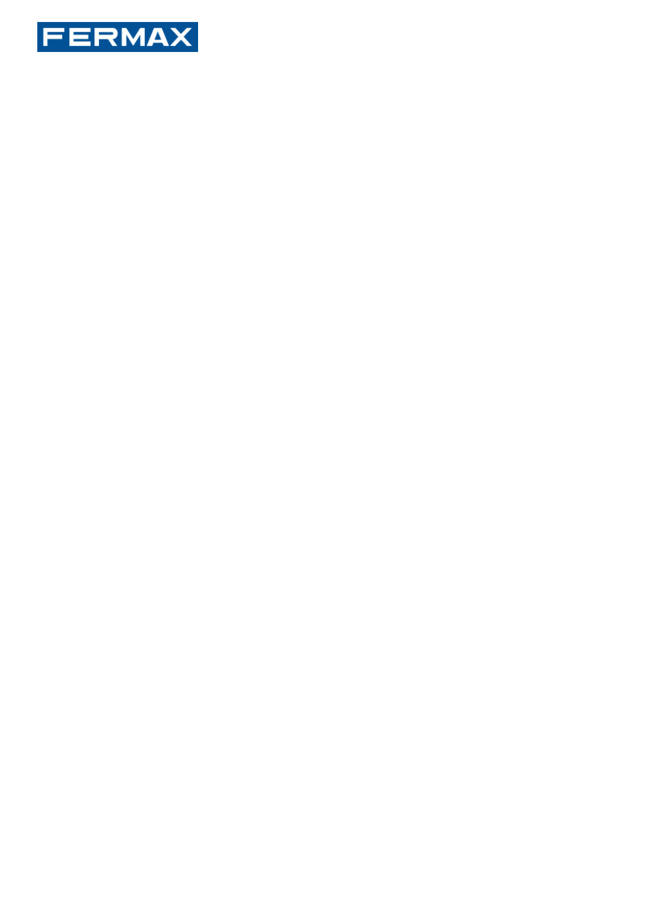FERMAX